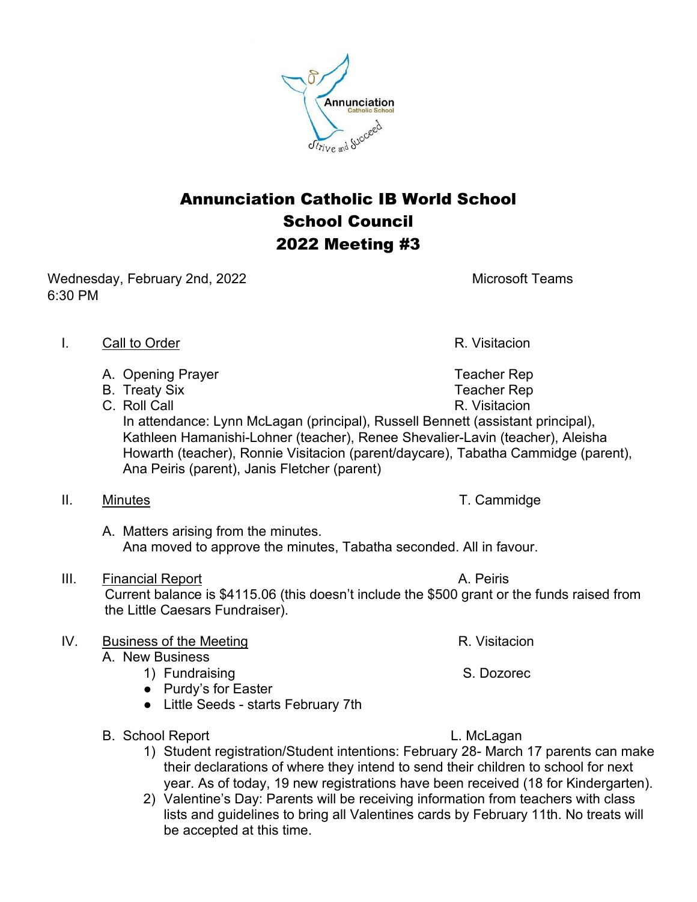# Annunciation Catholic IB World School
# School Council
# 2022 Meeting #3

Wednesday, February 2nd, 2022 — Microsoft Teams
6:30 PM

I. Call to Order — R. Visitacion

A. Opening Prayer — Teacher Rep
B. Treaty Six — Teacher Rep
C. Roll Call — R. Visitacion
In attendance: Lynn McLagan (principal), Russell Bennett (assistant principal), Kathleen Hamanishi-Lohner (teacher), Renee Shevalier-Lavin (teacher), Aleisha Howarth (teacher), Ronnie Visitacion (parent/daycare), Tabatha Cammidge (parent), Ana Peiris (parent), Janis Fletcher (parent)

II. Minutes — T. Cammidge

A. Matters arising from the minutes.
Ana moved to approve the minutes, Tabatha seconded. All in favour.

III. Financial Report — A. Peiris
Current balance is $4115.06 (this doesn't include the $500 grant or the funds raised from the Little Caesars Fundraiser).

IV. Business of the Meeting — R. Visitacion
A. New Business
1) Fundraising — S. Dozorec
- Purdy's for Easter
- Little Seeds - starts February 7th

B. School Report — L. McLagan
1) Student registration/Student intentions: February 28- March 17 parents can make their declarations of where they intend to send their children to school for next year. As of today, 19 new registrations have been received (18 for Kindergarten).
2) Valentine's Day: Parents will be receiving information from teachers with class lists and guidelines to bring all Valentines cards by February 11th. No treats will be accepted at this time.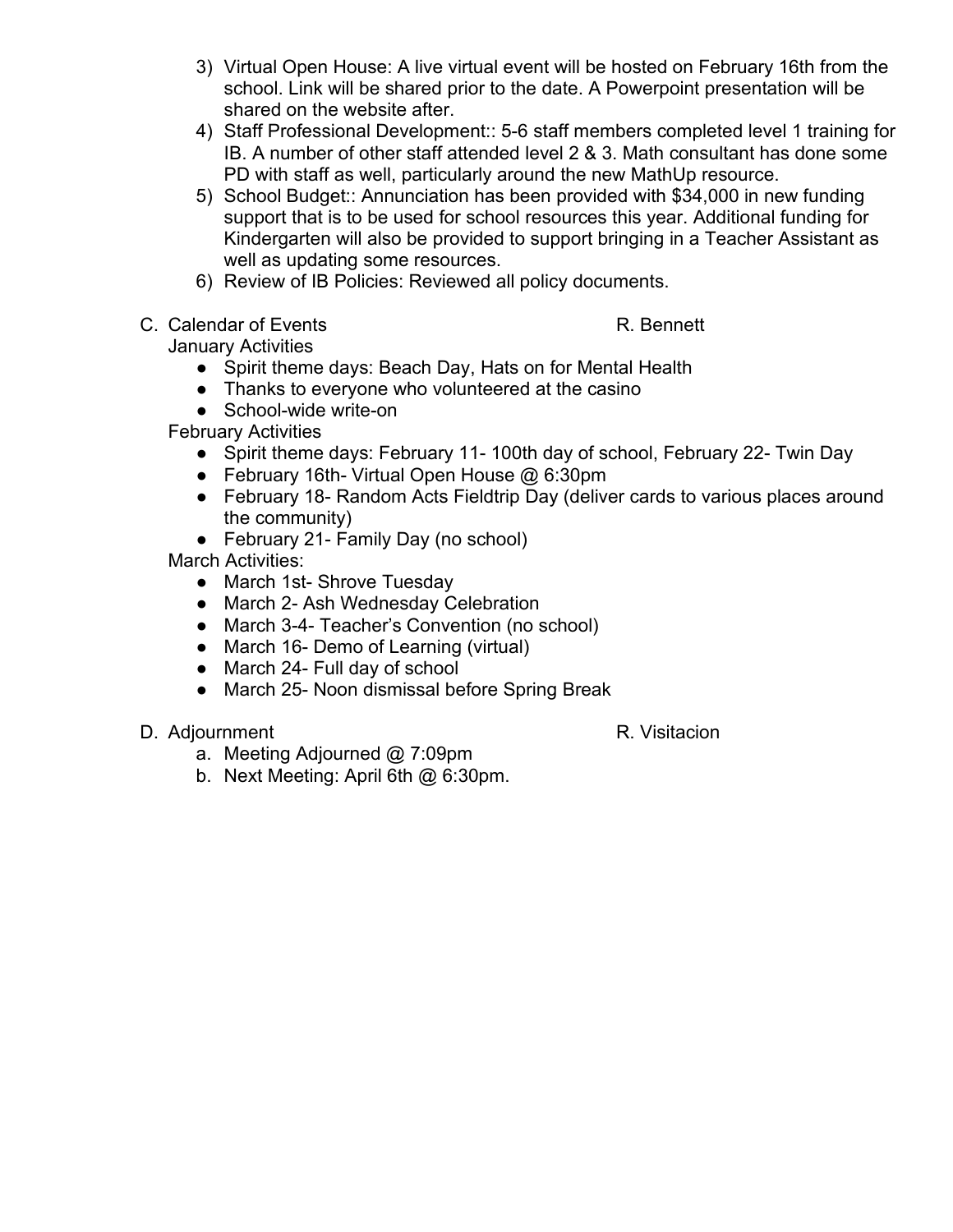3) Virtual Open House: A live virtual event will be hosted on February 16th from the school. Link will be shared prior to the date. A Powerpoint presentation will be shared on the website after.
4) Staff Professional Development:: 5-6 staff members completed level 1 training for IB. A number of other staff attended level 2 & 3. Math consultant has done some PD with staff as well, particularly around the new MathUp resource.
5) School Budget:: Annunciation has been provided with $34,000 in new funding support that is to be used for school resources this year. Additional funding for Kindergarten will also be provided to support bringing in a Teacher Assistant as well as updating some resources.
6) Review of IB Policies: Reviewed all policy documents.

C. Calendar of Events — R. Bennett

January Activities

- Spirit theme days: Beach Day, Hats on for Mental Health
- Thanks to everyone who volunteered at the casino
- School-wide write-on

February Activities

- Spirit theme days: February 11- 100th day of school, February 22- Twin Day
- February 16th- Virtual Open House @ 6:30pm
- February 18- Random Acts Fieldtrip Day (deliver cards to various places around the community)
- February 21- Family Day (no school)

March Activities:

- March 1st- Shrove Tuesday
- March 2- Ash Wednesday Celebration
- March 3-4- Teacher's Convention (no school)
- March 16- Demo of Learning (virtual)
- March 24- Full day of school
- March 25- Noon dismissal before Spring Break

D. Adjournment — R. Visitacion

a. Meeting Adjourned @ 7:09pm
b. Next Meeting: April 6th @ 6:30pm.